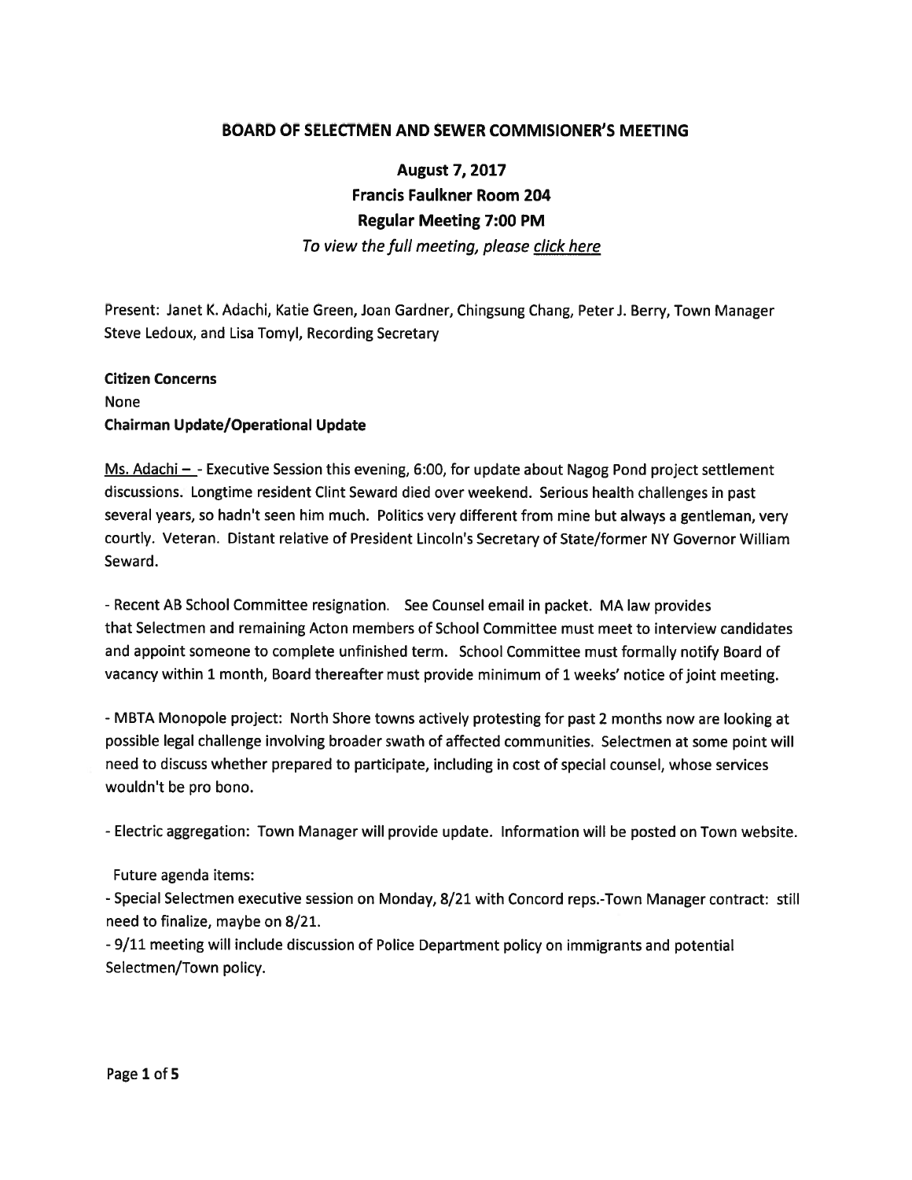# BOARD OF SELECTMEN AND SEWER COMMISIONER'S MEETING

## August 7, 2017
## Francis Faulkner Room 204
## Regular Meeting 7:00 PM

*To view the full meeting, please click here*

Present: Janet K. Adachi, Katie Green, Joan Gardner, Chingsung Chang, Peter J. Berry, Town Manager Steve Ledoux, and Lisa Tomyl, Recording Secretary

**Citizen Concerns**

None

**Chairman Update/Operational Update**

Ms. Adachi – - Executive Session this evening, 6:00, for update about Nagog Pond project settlement discussions. Longtime resident Clint Seward died over weekend. Serious health challenges in past several years, so hadn't seen him much. Politics very different from mine but always a gentleman, very courtly. Veteran. Distant relative of President Lincoln's Secretary of State/former NY Governor William Seward.

- Recent AB School Committee resignation. See Counsel email in packet. MA law provides that Selectmen and remaining Acton members of School Committee must meet to interview candidates and appoint someone to complete unfinished term. School Committee must formally notify Board of vacancy within 1 month, Board thereafter must provide minimum of 1 weeks' notice of joint meeting.

- MBTA Monopole project: North Shore towns actively protesting for past 2 months now are looking at possible legal challenge involving broader swath of affected communities. Selectmen at some point will need to discuss whether prepared to participate, including in cost of special counsel, whose services wouldn't be pro bono.

- Electric aggregation: Town Manager will provide update. Information will be posted on Town website.

Future agenda items:

- Special Selectmen executive session on Monday, 8/21 with Concord reps.-Town Manager contract: still need to finalize, maybe on 8/21.
- 9/11 meeting will include discussion of Police Department policy on immigrants and potential Selectmen/Town policy.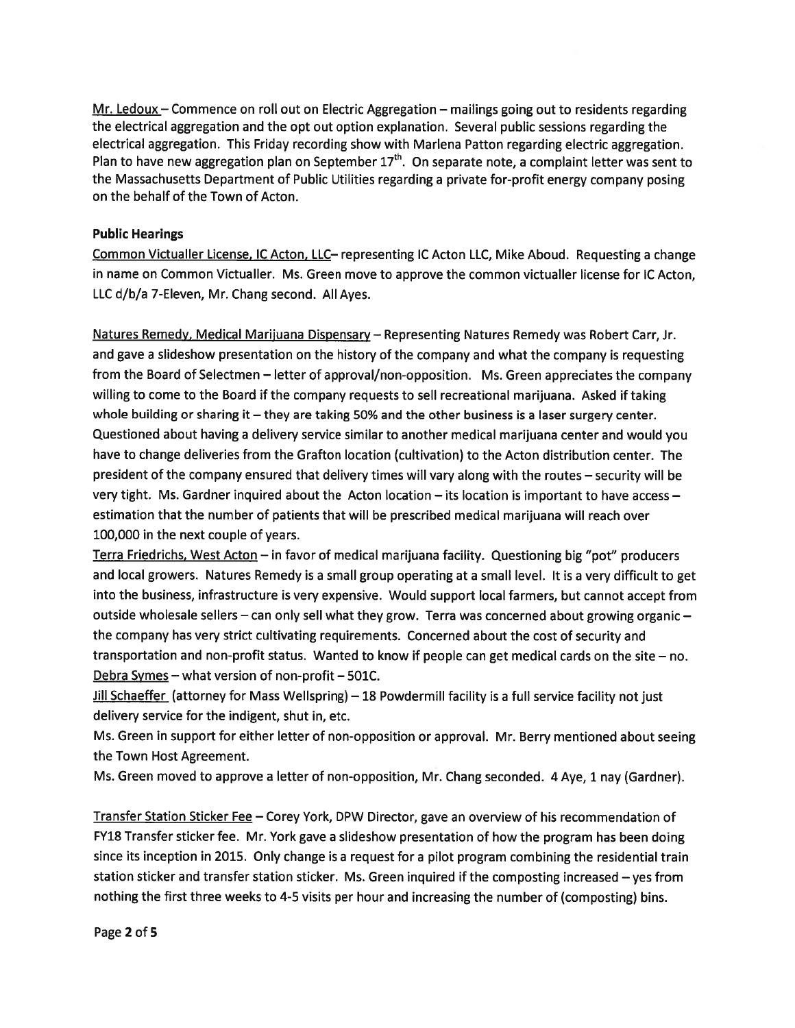Mr. Ledoux – Commence on roll out on Electric Aggregation – mailings going out to residents regarding the electrical aggregation and the opt out option explanation. Several public sessions regarding the electrical aggregation. This Friday recording show with Marlena Patton regarding electric aggregation. Plan to have new aggregation plan on September 17th. On separate note, a complaint letter was sent to the Massachusetts Department of Public Utilities regarding a private for-profit energy company posing on the behalf of the Town of Acton.

**Public Hearings**

Common Victualler License, IC Acton, LLC– representing IC Acton LLC, Mike Aboud. Requesting a change in name on Common Victualler. Ms. Green move to approve the common victualler license for IC Acton, LLC d/b/a 7-Eleven, Mr. Chang second. All Ayes.

Natures Remedy, Medical Marijuana Dispensary – Representing Natures Remedy was Robert Carr, Jr. and gave a slideshow presentation on the history of the company and what the company is requesting from the Board of Selectmen – letter of approval/non-opposition. Ms. Green appreciates the company willing to come to the Board if the company requests to sell recreational marijuana. Asked if taking whole building or sharing it – they are taking 50% and the other business is a laser surgery center. Questioned about having a delivery service similar to another medical marijuana center and would you have to change deliveries from the Grafton location (cultivation) to the Acton distribution center. The president of the company ensured that delivery times will vary along with the routes – security will be very tight. Ms. Gardner inquired about the Acton location – its location is important to have access – estimation that the number of patients that will be prescribed medical marijuana will reach over 100,000 in the next couple of years.

Terra Friedrichs, West Acton – in favor of medical marijuana facility. Questioning big "pot" producers and local growers. Natures Remedy is a small group operating at a small level. It is a very difficult to get into the business, infrastructure is very expensive. Would support local farmers, but cannot accept from outside wholesale sellers – can only sell what they grow. Terra was concerned about growing organic – the company has very strict cultivating requirements. Concerned about the cost of security and transportation and non-profit status. Wanted to know if people can get medical cards on the site – no.

Debra Symes – what version of non-profit – 501C.

Jill Schaeffer (attorney for Mass Wellspring) – 18 Powdermill facility is a full service facility not just delivery service for the indigent, shut in, etc.

Ms. Green in support for either letter of non-opposition or approval. Mr. Berry mentioned about seeing the Town Host Agreement.

Ms. Green moved to approve a letter of non-opposition, Mr. Chang seconded. 4 Aye, 1 nay (Gardner).

Transfer Station Sticker Fee – Corey York, DPW Director, gave an overview of his recommendation of FY18 Transfer sticker fee. Mr. York gave a slideshow presentation of how the program has been doing since its inception in 2015. Only change is a request for a pilot program combining the residential train station sticker and transfer station sticker. Ms. Green inquired if the composting increased – yes from nothing the first three weeks to 4-5 visits per hour and increasing the number of (composting) bins.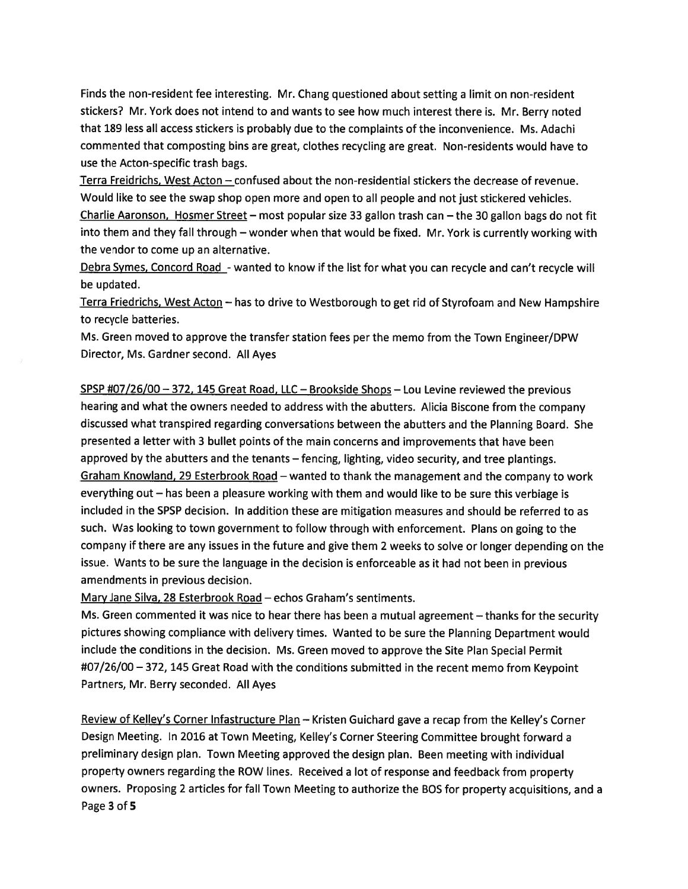Finds the non-resident fee interesting. Mr. Chang questioned about setting a limit on non-resident stickers? Mr. York does not intend to and wants to see how much interest there is. Mr. Berry noted that 189 less all access stickers is probably due to the complaints of the inconvenience. Ms. Adachi commented that composting bins are great, clothes recycling are great. Non-residents would have to use the Acton-specific trash bags.

Terra Freidrichs, West Acton – confused about the non-residential stickers the decrease of revenue. Would like to see the swap shop open more and open to all people and not just stickered vehicles.

Charlie Aaronson, Hosmer Street – most popular size 33 gallon trash can – the 30 gallon bags do not fit into them and they fall through – wonder when that would be fixed. Mr. York is currently working with the vendor to come up an alternative.

Debra Symes, Concord Road - wanted to know if the list for what you can recycle and can't recycle will be updated.

Terra Friedrichs, West Acton – has to drive to Westborough to get rid of Styrofoam and New Hampshire to recycle batteries.

Ms. Green moved to approve the transfer station fees per the memo from the Town Engineer/DPW Director, Ms. Gardner second. All Ayes

SPSP #07/26/00 – 372, 145 Great Road, LLC – Brookside Shops – Lou Levine reviewed the previous hearing and what the owners needed to address with the abutters. Alicia Biscone from the company discussed what transpired regarding conversations between the abutters and the Planning Board. She presented a letter with 3 bullet points of the main concerns and improvements that have been approved by the abutters and the tenants – fencing, lighting, video security, and tree plantings.

Graham Knowland, 29 Esterbrook Road – wanted to thank the management and the company to work everything out – has been a pleasure working with them and would like to be sure this verbiage is included in the SPSP decision. In addition these are mitigation measures and should be referred to as such. Was looking to town government to follow through with enforcement. Plans on going to the company if there are any issues in the future and give them 2 weeks to solve or longer depending on the issue. Wants to be sure the language in the decision is enforceable as it had not been in previous amendments in previous decision.

Mary Jane Silva, 28 Esterbrook Road – echos Graham's sentiments.

Ms. Green commented it was nice to hear there has been a mutual agreement – thanks for the security pictures showing compliance with delivery times. Wanted to be sure the Planning Department would include the conditions in the decision. Ms. Green moved to approve the Site Plan Special Permit #07/26/00 – 372, 145 Great Road with the conditions submitted in the recent memo from Keypoint Partners, Mr. Berry seconded. All Ayes

Review of Kelley's Corner Infastructure Plan – Kristen Guichard gave a recap from the Kelley's Corner Design Meeting. In 2016 at Town Meeting, Kelley's Corner Steering Committee brought forward a preliminary design plan. Town Meeting approved the design plan. Been meeting with individual property owners regarding the ROW lines. Received a lot of response and feedback from property owners. Proposing 2 articles for fall Town Meeting to authorize the BOS for property acquisitions, and a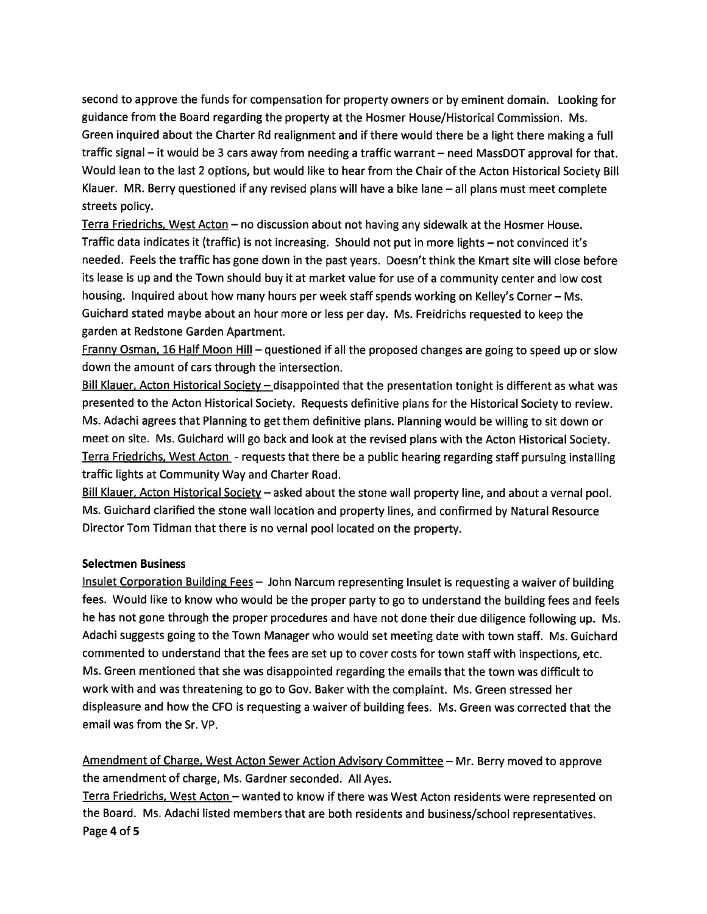second to approve the funds for compensation for property owners or by eminent domain. Looking for guidance from the Board regarding the property at the Hosmer House/Historical Commission. Ms. Green inquired about the Charter Rd realignment and if there would there be a light there making a full traffic signal – it would be 3 cars away from needing a traffic warrant – need MassDOT approval for that. Would lean to the last 2 options, but would like to hear from the Chair of the Acton Historical Society Bill Klauer. MR. Berry questioned if any revised plans will have a bike lane – all plans must meet complete streets policy.

Terra Friedrichs, West Acton – no discussion about not having any sidewalk at the Hosmer House. Traffic data indicates it (traffic) is not increasing. Should not put in more lights – not convinced it's needed. Feels the traffic has gone down in the past years. Doesn't think the Kmart site will close before its lease is up and the Town should buy it at market value for use of a community center and low cost housing. Inquired about how many hours per week staff spends working on Kelley's Corner – Ms. Guichard stated maybe about an hour more or less per day. Ms. Freidrichs requested to keep the garden at Redstone Garden Apartment.

Franny Osman, 16 Half Moon Hill – questioned if all the proposed changes are going to speed up or slow down the amount of cars through the intersection.

Bill Klauer, Acton Historical Society – disappointed that the presentation tonight is different as what was presented to the Acton Historical Society. Requests definitive plans for the Historical Society to review. Ms. Adachi agrees that Planning to get them definitive plans. Planning would be willing to sit down or meet on site. Ms. Guichard will go back and look at the revised plans with the Acton Historical Society.

Terra Friedrichs, West Acton - requests that there be a public hearing regarding staff pursuing installing traffic lights at Community Way and Charter Road.

Bill Klauer, Acton Historical Society – asked about the stone wall property line, and about a vernal pool. Ms. Guichard clarified the stone wall location and property lines, and confirmed by Natural Resource Director Tom Tidman that there is no vernal pool located on the property.

**Selectmen Business**

Insulet Corporation Building Fees – John Narcum representing Insulet is requesting a waiver of building fees. Would like to know who would be the proper party to go to understand the building fees and feels he has not gone through the proper procedures and have not done their due diligence following up. Ms. Adachi suggests going to the Town Manager who would set meeting date with town staff. Ms. Guichard commented to understand that the fees are set up to cover costs for town staff with inspections, etc. Ms. Green mentioned that she was disappointed regarding the emails that the town was difficult to work with and was threatening to go to Gov. Baker with the complaint. Ms. Green stressed her displeasure and how the CFO is requesting a waiver of building fees. Ms. Green was corrected that the email was from the Sr. VP.

Amendment of Charge, West Acton Sewer Action Advisory Committee – Mr. Berry moved to approve the amendment of charge, Ms. Gardner seconded. All Ayes.

Terra Friedrichs, West Acton – wanted to know if there was West Acton residents were represented on the Board. Ms. Adachi listed members that are both residents and business/school representatives.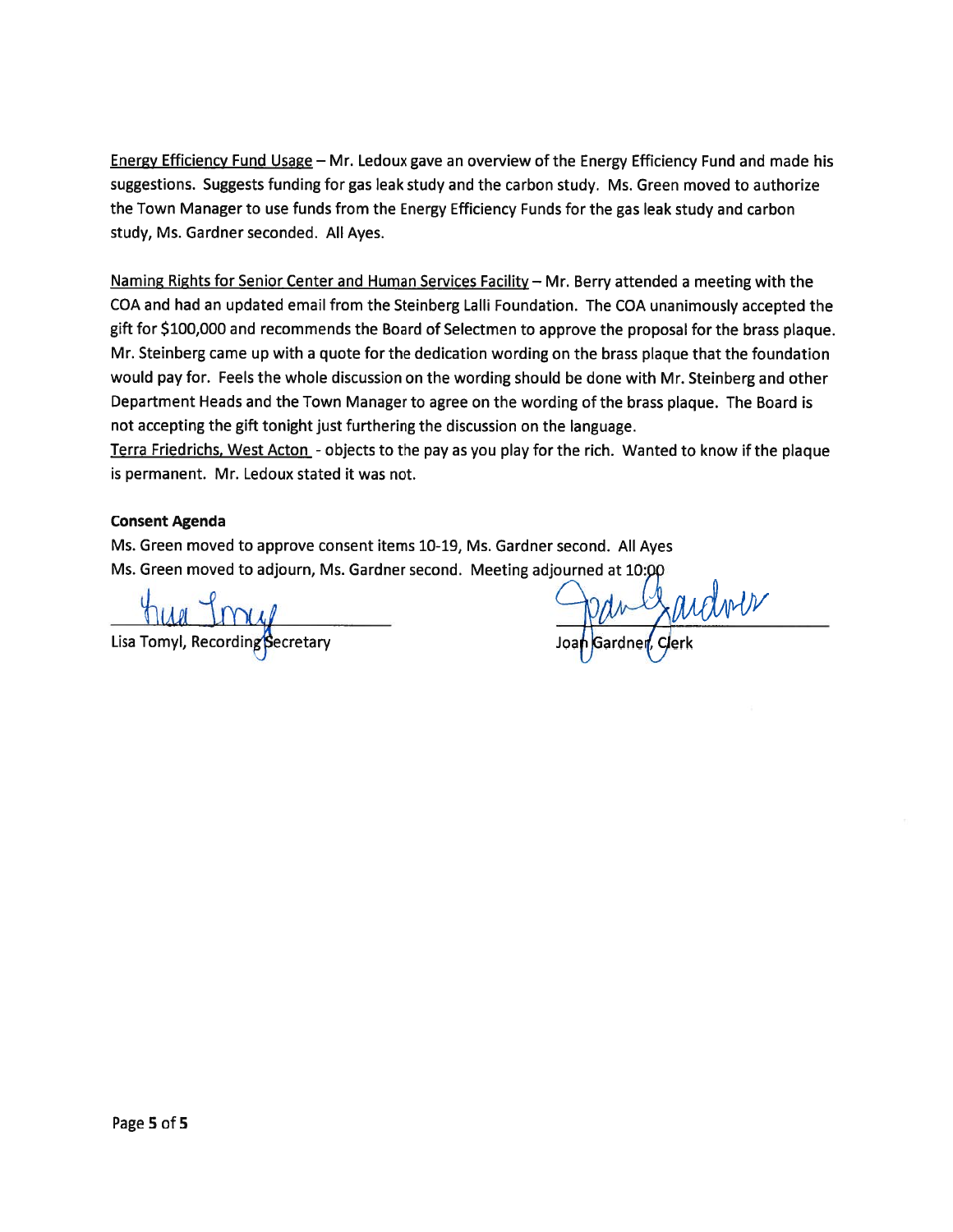Energy Efficiency Fund Usage – Mr. Ledoux gave an overview of the Energy Efficiency Fund and made his suggestions. Suggests funding for gas leak study and the carbon study. Ms. Green moved to authorize the Town Manager to use funds from the Energy Efficiency Funds for the gas leak study and carbon study, Ms. Gardner seconded. All Ayes.

Naming Rights for Senior Center and Human Services Facility – Mr. Berry attended a meeting with the COA and had an updated email from the Steinberg Lalli Foundation. The COA unanimously accepted the gift for $100,000 and recommends the Board of Selectmen to approve the proposal for the brass plaque. Mr. Steinberg came up with a quote for the dedication wording on the brass plaque that the foundation would pay for. Feels the whole discussion on the wording should be done with Mr. Steinberg and other Department Heads and the Town Manager to agree on the wording of the brass plaque. The Board is not accepting the gift tonight just furthering the discussion on the language.

Terra Friedrichs, West Acton - objects to the pay as you play for the rich. Wanted to know if the plaque is permanent. Mr. Ledoux stated it was not.

**Consent Agenda**

Ms. Green moved to approve consent items 10-19, Ms. Gardner second. All Ayes

Ms. Green moved to adjourn, Ms. Gardner second. Meeting adjourned at 10:00

Lisa Tomyl, Recording Secretary

Joan Gardner, Clerk